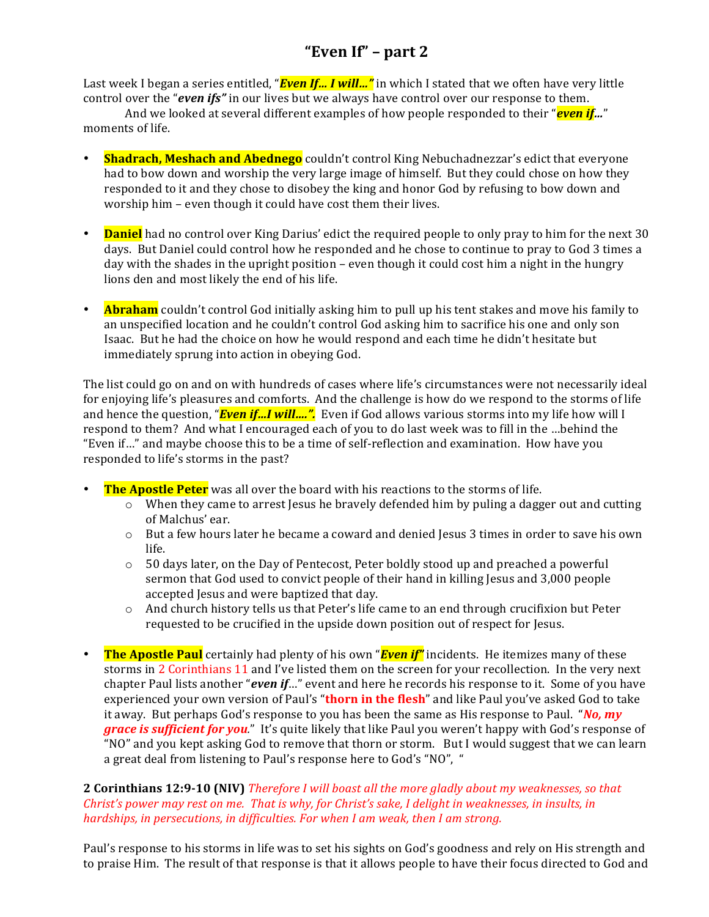# "Even If" – part 2

Last week I began a series entitled, "***Even If… I will…"*** in which I stated that we often have very little control over the "***even ifs"*** in our lives but we always have control over our response to them.

And we looked at several different examples of how people responded to their "***even if***…" moments of life.

- **Shadrach, Meshach and Abednego** couldn't control King Nebuchadnezzar's edict that everyone had to bow down and worship the very large image of himself. But they could chose on how they responded to it and they chose to disobey the king and honor God by refusing to bow down and worship him – even though it could have cost them their lives.

- **Daniel** had no control over King Darius' edict the required people to only pray to him for the next 30 days. But Daniel could control how he responded and he chose to continue to pray to God 3 times a day with the shades in the upright position – even though it could cost him a night in the hungry lions den and most likely the end of his life.

- **Abraham** couldn't control God initially asking him to pull up his tent stakes and move his family to an unspecified location and he couldn't control God asking him to sacrifice his one and only son Isaac. But he had the choice on how he would respond and each time he didn't hesitate but immediately sprung into action in obeying God.

The list could go on and on with hundreds of cases where life's circumstances were not necessarily ideal for enjoying life's pleasures and comforts. And the challenge is how do we respond to the storms of life and hence the question, "***Even if…I will….".*** Even if God allows various storms into my life how will I respond to them? And what I encouraged each of you to do last week was to fill in the …behind the "Even if…" and maybe choose this to be a time of self-reflection and examination. How have you responded to life's storms in the past?

- **The Apostle Peter** was all over the board with his reactions to the storms of life.
  - When they came to arrest Jesus he bravely defended him by puling a dagger out and cutting of Malchus' ear.
  - But a few hours later he became a coward and denied Jesus 3 times in order to save his own life.
  - 50 days later, on the Day of Pentecost, Peter boldly stood up and preached a powerful sermon that God used to convict people of their hand in killing Jesus and 3,000 people accepted Jesus and were baptized that day.
  - And church history tells us that Peter's life came to an end through crucifixion but Peter requested to be crucified in the upside down position out of respect for Jesus.

- **The Apostle Paul** certainly had plenty of his own "***Even if"*** incidents. He itemizes many of these storms in 2 Corinthians 11 and I've listed them on the screen for your recollection. In the very next chapter Paul lists another "***even if***…" event and here he records his response to it. Some of you have experienced your own version of Paul's "**thorn in the flesh**" and like Paul you've asked God to take it away. But perhaps God's response to you has been the same as His response to Paul. "***No, my grace is sufficient for you.***" It's quite likely that like Paul you weren't happy with God's response of "NO" and you kept asking God to remove that thorn or storm. But I would suggest that we can learn a great deal from listening to Paul's response here to God's "NO", "

**2 Corinthians 12:9-10 (NIV)** *Therefore I will boast all the more gladly about my weaknesses, so that Christ's power may rest on me. That is why, for Christ's sake, I delight in weaknesses, in insults, in hardships, in persecutions, in difficulties. For when I am weak, then I am strong.*

Paul's response to his storms in life was to set his sights on God's goodness and rely on His strength and to praise Him. The result of that response is that it allows people to have their focus directed to God and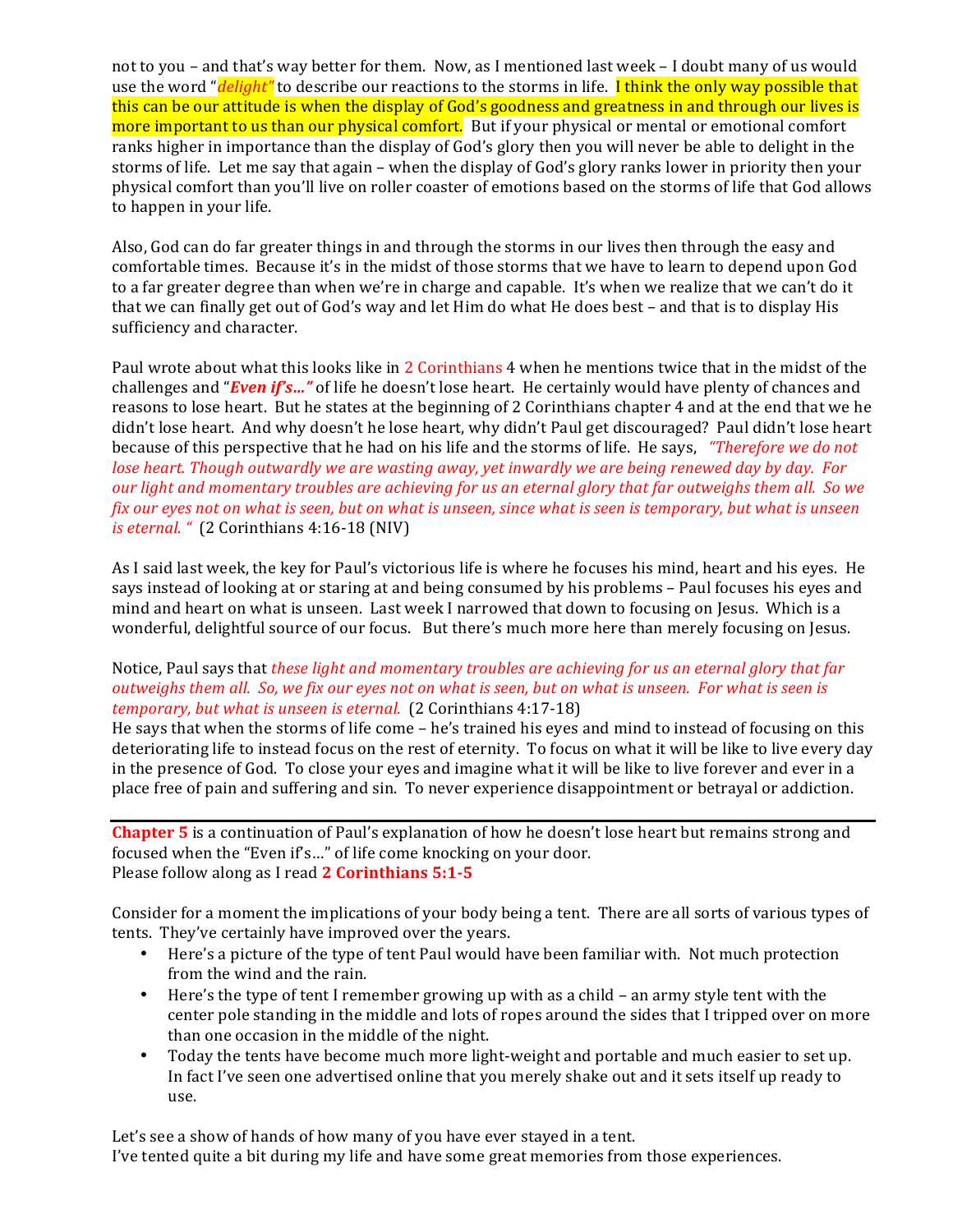not to you – and that's way better for them. Now, as I mentioned last week – I doubt many of us would use the word "*delight"* to describe our reactions to the storms in life. I think the only way possible that this can be our attitude is when the display of God's goodness and greatness in and through our lives is more important to us than our physical comfort. But if your physical or mental or emotional comfort ranks higher in importance than the display of God's glory then you will never be able to delight in the storms of life. Let me say that again – when the display of God's glory ranks lower in priority then your physical comfort than you'll live on roller coaster of emotions based on the storms of life that God allows to happen in your life.

Also, God can do far greater things in and through the storms in our lives then through the easy and comfortable times. Because it's in the midst of those storms that we have to learn to depend upon God to a far greater degree than when we're in charge and capable. It's when we realize that we can't do it that we can finally get out of God's way and let Him do what He does best – and that is to display His sufficiency and character.

Paul wrote about what this looks like in 2 Corinthians 4 when he mentions twice that in the midst of the challenges and "***Even if's…"*** of life he doesn't lose heart. He certainly would have plenty of chances and reasons to lose heart. But he states at the beginning of 2 Corinthians chapter 4 and at the end that we he didn't lose heart. And why doesn't he lose heart, why didn't Paul get discouraged? Paul didn't lose heart because of this perspective that he had on his life and the storms of life. He says, *"Therefore we do not lose heart. Though outwardly we are wasting away, yet inwardly we are being renewed day by day. For our light and momentary troubles are achieving for us an eternal glory that far outweighs them all. So we fix our eyes not on what is seen, but on what is unseen, since what is seen is temporary, but what is unseen is eternal. "* (2 Corinthians 4:16-18 (NIV)

As I said last week, the key for Paul's victorious life is where he focuses his mind, heart and his eyes. He says instead of looking at or staring at and being consumed by his problems – Paul focuses his eyes and mind and heart on what is unseen. Last week I narrowed that down to focusing on Jesus. Which is a wonderful, delightful source of our focus. But there's much more here than merely focusing on Jesus.

Notice, Paul says that *these light and momentary troubles are achieving for us an eternal glory that far outweighs them all. So, we fix our eyes not on what is seen, but on what is unseen. For what is seen is temporary, but what is unseen is eternal.* (2 Corinthians 4:17-18)
He says that when the storms of life come – he's trained his eyes and mind to instead of focusing on this deteriorating life to instead focus on the rest of eternity. To focus on what it will be like to live every day in the presence of God. To close your eyes and imagine what it will be like to live forever and ever in a place free of pain and suffering and sin. To never experience disappointment or betrayal or addiction.

---

**Chapter 5** is a continuation of Paul's explanation of how he doesn't lose heart but remains strong and focused when the "Even if's…" of life come knocking on your door.
Please follow along as I read **2 Corinthians 5:1-5**

Consider for a moment the implications of your body being a tent. There are all sorts of various types of tents. They've certainly have improved over the years.

- Here's a picture of the type of tent Paul would have been familiar with. Not much protection from the wind and the rain.
- Here's the type of tent I remember growing up with as a child – an army style tent with the center pole standing in the middle and lots of ropes around the sides that I tripped over on more than one occasion in the middle of the night.
- Today the tents have become much more light-weight and portable and much easier to set up. In fact I've seen one advertised online that you merely shake out and it sets itself up ready to use.

Let's see a show of hands of how many of you have ever stayed in a tent.
I've tented quite a bit during my life and have some great memories from those experiences.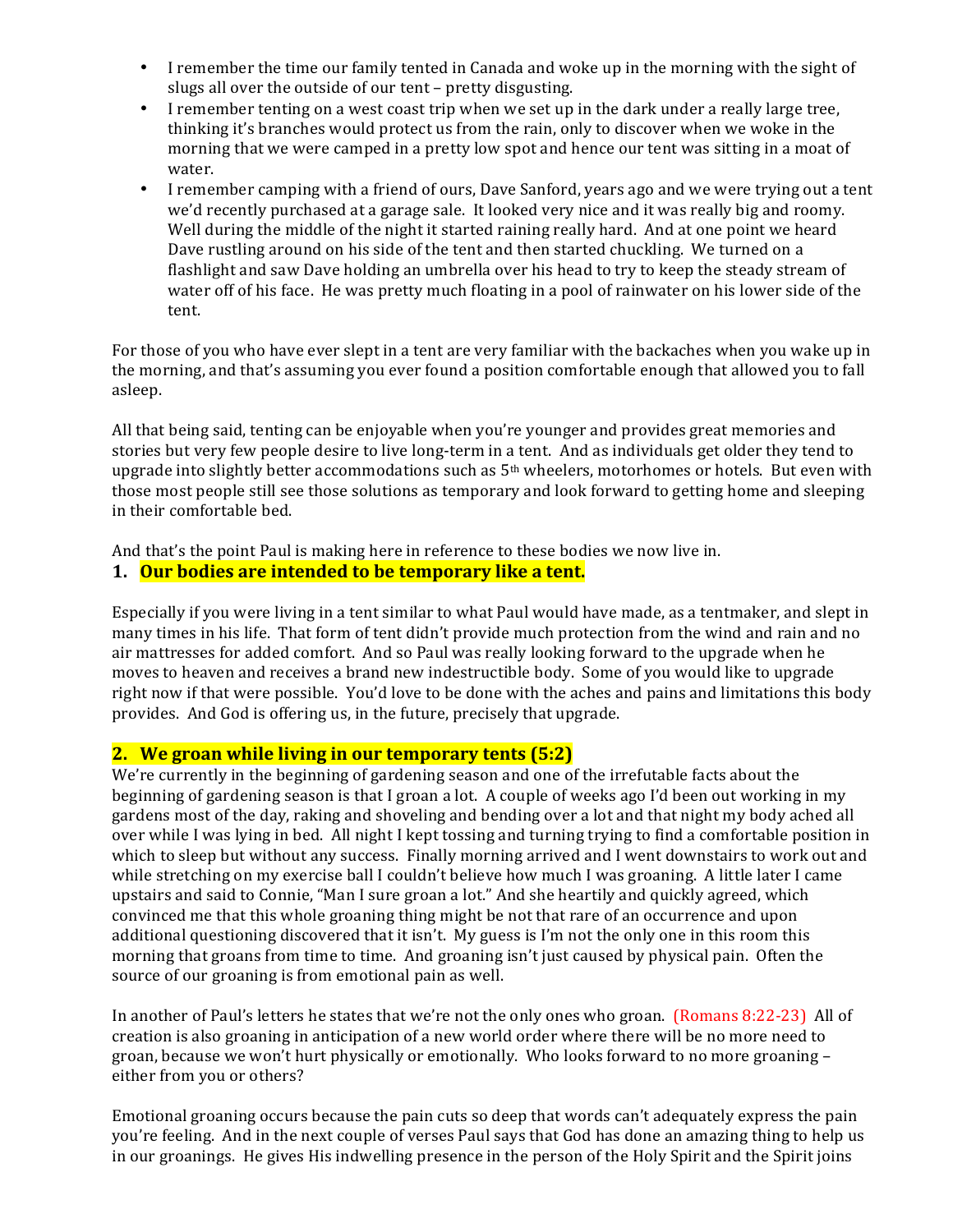- I remember the time our family tented in Canada and woke up in the morning with the sight of slugs all over the outside of our tent – pretty disgusting.
- I remember tenting on a west coast trip when we set up in the dark under a really large tree, thinking it's branches would protect us from the rain, only to discover when we woke in the morning that we were camped in a pretty low spot and hence our tent was sitting in a moat of water.
- I remember camping with a friend of ours, Dave Sanford, years ago and we were trying out a tent we'd recently purchased at a garage sale. It looked very nice and it was really big and roomy. Well during the middle of the night it started raining really hard. And at one point we heard Dave rustling around on his side of the tent and then started chuckling. We turned on a flashlight and saw Dave holding an umbrella over his head to try to keep the steady stream of water off of his face. He was pretty much floating in a pool of rainwater on his lower side of the tent.

For those of you who have ever slept in a tent are very familiar with the backaches when you wake up in the morning, and that's assuming you ever found a position comfortable enough that allowed you to fall asleep.

All that being said, tenting can be enjoyable when you're younger and provides great memories and stories but very few people desire to live long-term in a tent. And as individuals get older they tend to upgrade into slightly better accommodations such as 5th wheelers, motorhomes or hotels. But even with those most people still see those solutions as temporary and look forward to getting home and sleeping in their comfortable bed.

And that's the point Paul is making here in reference to these bodies we now live in.

**1. Our bodies are intended to be temporary like a tent.**

Especially if you were living in a tent similar to what Paul would have made, as a tentmaker, and slept in many times in his life. That form of tent didn't provide much protection from the wind and rain and no air mattresses for added comfort. And so Paul was really looking forward to the upgrade when he moves to heaven and receives a brand new indestructible body. Some of you would like to upgrade right now if that were possible. You'd love to be done with the aches and pains and limitations this body provides. And God is offering us, in the future, precisely that upgrade.

**2. We groan while living in our temporary tents (5:2)**

We're currently in the beginning of gardening season and one of the irrefutable facts about the beginning of gardening season is that I groan a lot. A couple of weeks ago I'd been out working in my gardens most of the day, raking and shoveling and bending over a lot and that night my body ached all over while I was lying in bed. All night I kept tossing and turning trying to find a comfortable position in which to sleep but without any success. Finally morning arrived and I went downstairs to work out and while stretching on my exercise ball I couldn't believe how much I was groaning. A little later I came upstairs and said to Connie, "Man I sure groan a lot." And she heartily and quickly agreed, which convinced me that this whole groaning thing might be not that rare of an occurrence and upon additional questioning discovered that it isn't. My guess is I'm not the only one in this room this morning that groans from time to time. And groaning isn't just caused by physical pain. Often the source of our groaning is from emotional pain as well.

In another of Paul's letters he states that we're not the only ones who groan. (Romans 8:22-23) All of creation is also groaning in anticipation of a new world order where there will be no more need to groan, because we won't hurt physically or emotionally. Who looks forward to no more groaning – either from you or others?

Emotional groaning occurs because the pain cuts so deep that words can't adequately express the pain you're feeling. And in the next couple of verses Paul says that God has done an amazing thing to help us in our groanings. He gives His indwelling presence in the person of the Holy Spirit and the Spirit joins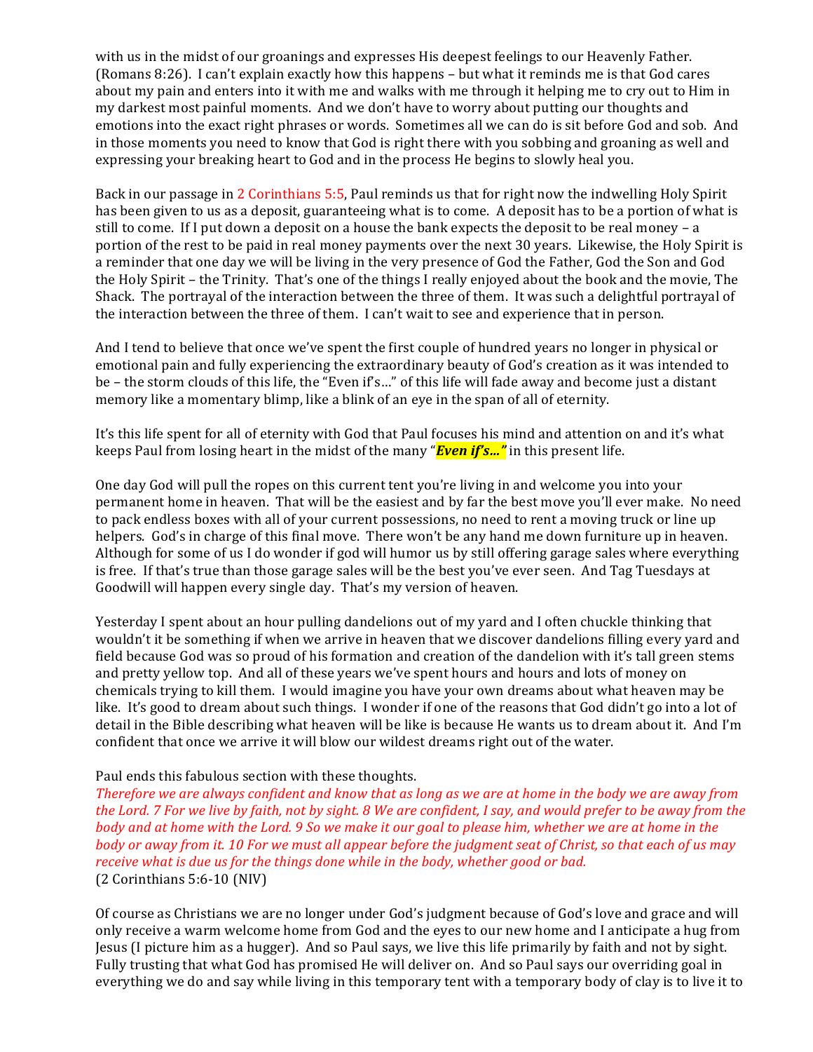with us in the midst of our groanings and expresses His deepest feelings to our Heavenly Father. (Romans 8:26). I can't explain exactly how this happens – but what it reminds me is that God cares about my pain and enters into it with me and walks with me through it helping me to cry out to Him in my darkest most painful moments. And we don't have to worry about putting our thoughts and emotions into the exact right phrases or words. Sometimes all we can do is sit before God and sob. And in those moments you need to know that God is right there with you sobbing and groaning as well and expressing your breaking heart to God and in the process He begins to slowly heal you.

Back in our passage in 2 Corinthians 5:5, Paul reminds us that for right now the indwelling Holy Spirit has been given to us as a deposit, guaranteeing what is to come. A deposit has to be a portion of what is still to come. If I put down a deposit on a house the bank expects the deposit to be real money – a portion of the rest to be paid in real money payments over the next 30 years. Likewise, the Holy Spirit is a reminder that one day we will be living in the very presence of God the Father, God the Son and God the Holy Spirit – the Trinity. That's one of the things I really enjoyed about the book and the movie, The Shack. The portrayal of the interaction between the three of them. It was such a delightful portrayal of the interaction between the three of them. I can't wait to see and experience that in person.

And I tend to believe that once we've spent the first couple of hundred years no longer in physical or emotional pain and fully experiencing the extraordinary beauty of God's creation as it was intended to be – the storm clouds of this life, the "Even if's…" of this life will fade away and become just a distant memory like a momentary blimp, like a blink of an eye in the span of all of eternity.

It's this life spent for all of eternity with God that Paul focuses his mind and attention on and it's what keeps Paul from losing heart in the midst of the many "***Even if's…"*** in this present life.

One day God will pull the ropes on this current tent you're living in and welcome you into your permanent home in heaven. That will be the easiest and by far the best move you'll ever make. No need to pack endless boxes with all of your current possessions, no need to rent a moving truck or line up helpers. God's in charge of this final move. There won't be any hand me down furniture up in heaven. Although for some of us I do wonder if god will humor us by still offering garage sales where everything is free. If that's true than those garage sales will be the best you've ever seen. And Tag Tuesdays at Goodwill will happen every single day. That's my version of heaven.

Yesterday I spent about an hour pulling dandelions out of my yard and I often chuckle thinking that wouldn't it be something if when we arrive in heaven that we discover dandelions filling every yard and field because God was so proud of his formation and creation of the dandelion with it's tall green stems and pretty yellow top. And all of these years we've spent hours and hours and lots of money on chemicals trying to kill them. I would imagine you have your own dreams about what heaven may be like. It's good to dream about such things. I wonder if one of the reasons that God didn't go into a lot of detail in the Bible describing what heaven will be like is because He wants us to dream about it. And I'm confident that once we arrive it will blow our wildest dreams right out of the water.

Paul ends this fabulous section with these thoughts.
*Therefore we are always confident and know that as long as we are at home in the body we are away from the Lord. 7 For we live by faith, not by sight. 8 We are confident, I say, and would prefer to be away from the body and at home with the Lord. 9 So we make it our goal to please him, whether we are at home in the body or away from it. 10 For we must all appear before the judgment seat of Christ, so that each of us may receive what is due us for the things done while in the body, whether good or bad.*
(2 Corinthians 5:6-10 (NIV)

Of course as Christians we are no longer under God's judgment because of God's love and grace and will only receive a warm welcome home from God and the eyes to our new home and I anticipate a hug from Jesus (I picture him as a hugger). And so Paul says, we live this life primarily by faith and not by sight. Fully trusting that what God has promised He will deliver on. And so Paul says our overriding goal in everything we do and say while living in this temporary tent with a temporary body of clay is to live it to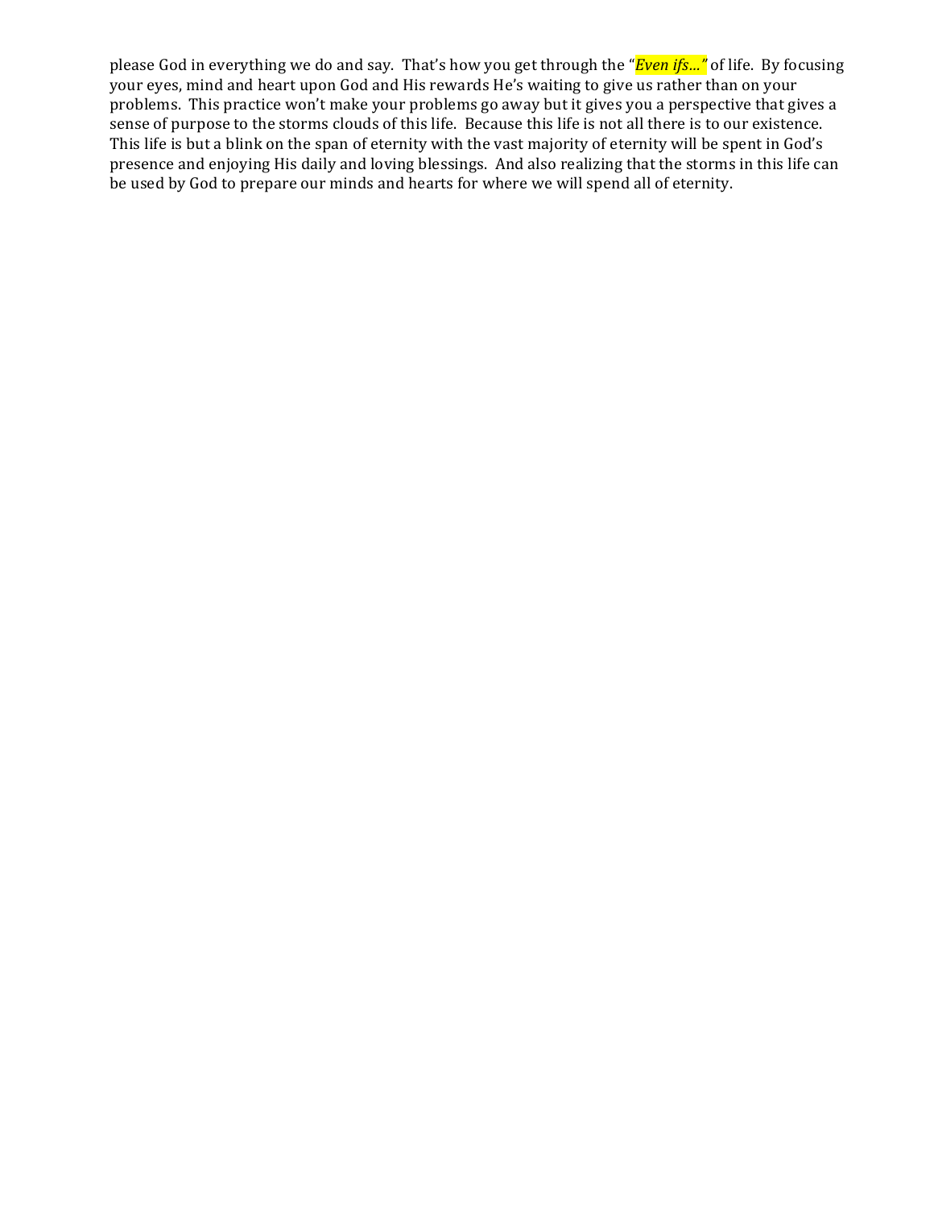please God in everything we do and say. That's how you get through the "*Even ifs…"* of life. By focusing your eyes, mind and heart upon God and His rewards He's waiting to give us rather than on your problems. This practice won't make your problems go away but it gives you a perspective that gives a sense of purpose to the storms clouds of this life. Because this life is not all there is to our existence. This life is but a blink on the span of eternity with the vast majority of eternity will be spent in God's presence and enjoying His daily and loving blessings. And also realizing that the storms in this life can be used by God to prepare our minds and hearts for where we will spend all of eternity.